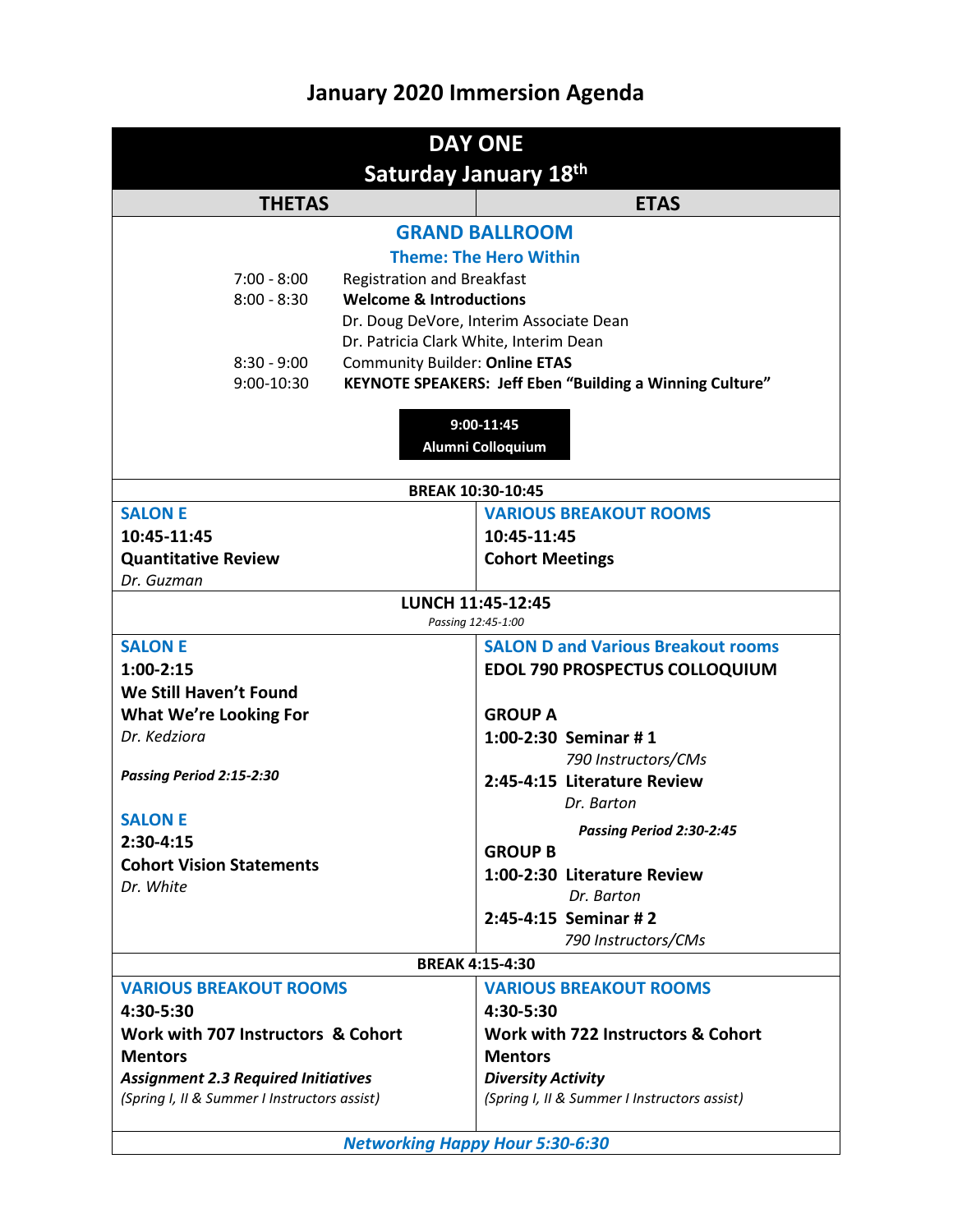# January 2020 Immersion Agenda

## DAY ONE
## Saturday January 18th

| THETAS | ETAS |
|---|---|
| **GRAND BALLROOM** | |
| **Theme: The Hero Within** | |
| 7:00 - 8:00 Registration and Breakfast | |
| 8:00 - 8:30 **Welcome & Introductions** Dr. Doug DeVore, Interim Associate Dean; Dr. Patricia Clark White, Interim Dean | |
| 8:30 - 9:00 Community Builder: **Online ETAS** | |
| 9:00-10:30 **KEYNOTE SPEAKERS: Jeff Eben "Building a Winning Culture"** | **9:00-11:45 Alumni Colloquium** |
| **BREAK 10:30-10:45** | |
| **SALON E**<br>**10:45-11:45**<br>**Quantitative Review**<br>*Dr. Guzman* | **VARIOUS BREAKOUT ROOMS**<br>**10:45-11:45**<br>**Cohort Meetings** |
| **LUNCH 11:45-12:45**<br>*Passing 12:45-1:00* | |
| **SALON E**<br>**1:00-2:15**<br>**We Still Haven't Found What We're Looking For**<br>*Dr. Kedziora*<br><br>***Passing Period 2:15-2:30***<br><br>**SALON E**<br>**2:30-4:15**<br>**Cohort Vision Statements**<br>*Dr. White* | **SALON D and Various Breakout rooms**<br>**EDOL 790 PROSPECTUS COLLOQUIUM**<br><br>**GROUP A**<br>**1:00-2:30 Seminar # 1**<br>*790 Instructors/CMs*<br>**2:45-4:15 Literature Review**<br>*Dr. Barton*<br><br>***Passing Period 2:30-2:45***<br><br>**GROUP B**<br>**1:00-2:30 Literature Review**<br>*Dr. Barton*<br>**2:45-4:15 Seminar # 2**<br>*790 Instructors/CMs* |
| **BREAK 4:15-4:30** | |
| **VARIOUS BREAKOUT ROOMS**<br>**4:30-5:30**<br>**Work with 707 Instructors & Cohort Mentors**<br>***Assignment 2.3 Required Initiatives***<br>*(Spring I, II & Summer I Instructors assist)* | **VARIOUS BREAKOUT ROOMS**<br>**4:30-5:30**<br>**Work with 722 Instructors & Cohort Mentors**<br>***Diversity Activity***<br>*(Spring I, II & Summer I Instructors assist)* |
| ***Networking Happy Hour 5:30-6:30*** | |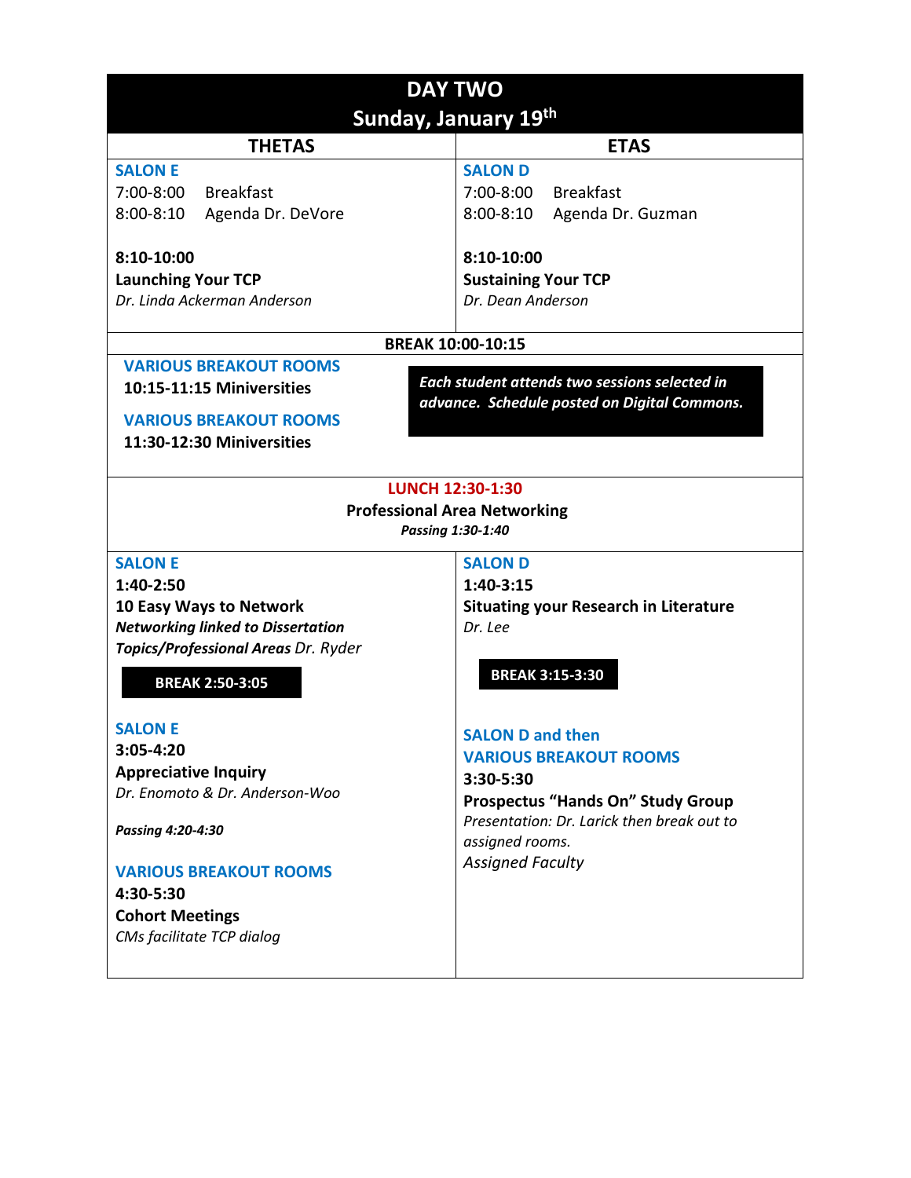# DAY TWO
## Sunday, January 19th

| THETAS | ETAS |
|---|---|
| **SALON E**<br>7:00-8:00 Breakfast<br>8:00-8:10 Agenda Dr. DeVore<br><br>**8:10-10:00**<br>**Launching Your TCP**<br>*Dr. Linda Ackerman Anderson* | **SALON D**<br>7:00-8:00 Breakfast<br>8:00-8:10 Agenda Dr. Guzman<br><br>**8:10-10:00**<br>**Sustaining Your TCP**<br>*Dr. Dean Anderson* |

**BREAK 10:00-10:15**

**VARIOUS BREAKOUT ROOMS**
**10:15-11:15 Miniversities**

**VARIOUS BREAKOUT ROOMS**
**11:30-12:30 Miniversities**

***Each student attends two sessions selected in advance. Schedule posted on Digital Commons.***

**LUNCH 12:30-1:30**
**Professional Area Networking**
***Passing 1:30-1:40***

| THETAS | ETAS |
|---|---|
| **SALON E**<br>**1:40-2:50**<br>**10 Easy Ways to Network**<br>***Networking linked to Dissertation Topics/Professional Areas*** *Dr. Ryder*<br><br>**BREAK 2:50-3:05**<br><br>**SALON E**<br>**3:05-4:20**<br>**Appreciative Inquiry**<br>*Dr. Enomoto & Dr. Anderson-Woo*<br><br>***Passing 4:20-4:30***<br><br>**VARIOUS BREAKOUT ROOMS**<br>**4:30-5:30**<br>**Cohort Meetings**<br>*CMs facilitate TCP dialog* | **SALON D**<br>**1:40-3:15**<br>**Situating your Research in Literature**<br>*Dr. Lee*<br><br>**BREAK 3:15-3:30**<br><br>**SALON D and then VARIOUS BREAKOUT ROOMS**<br>**3:30-5:30**<br>**Prospectus "Hands On" Study Group**<br>*Presentation: Dr. Larick then break out to assigned rooms.*<br>*Assigned Faculty* |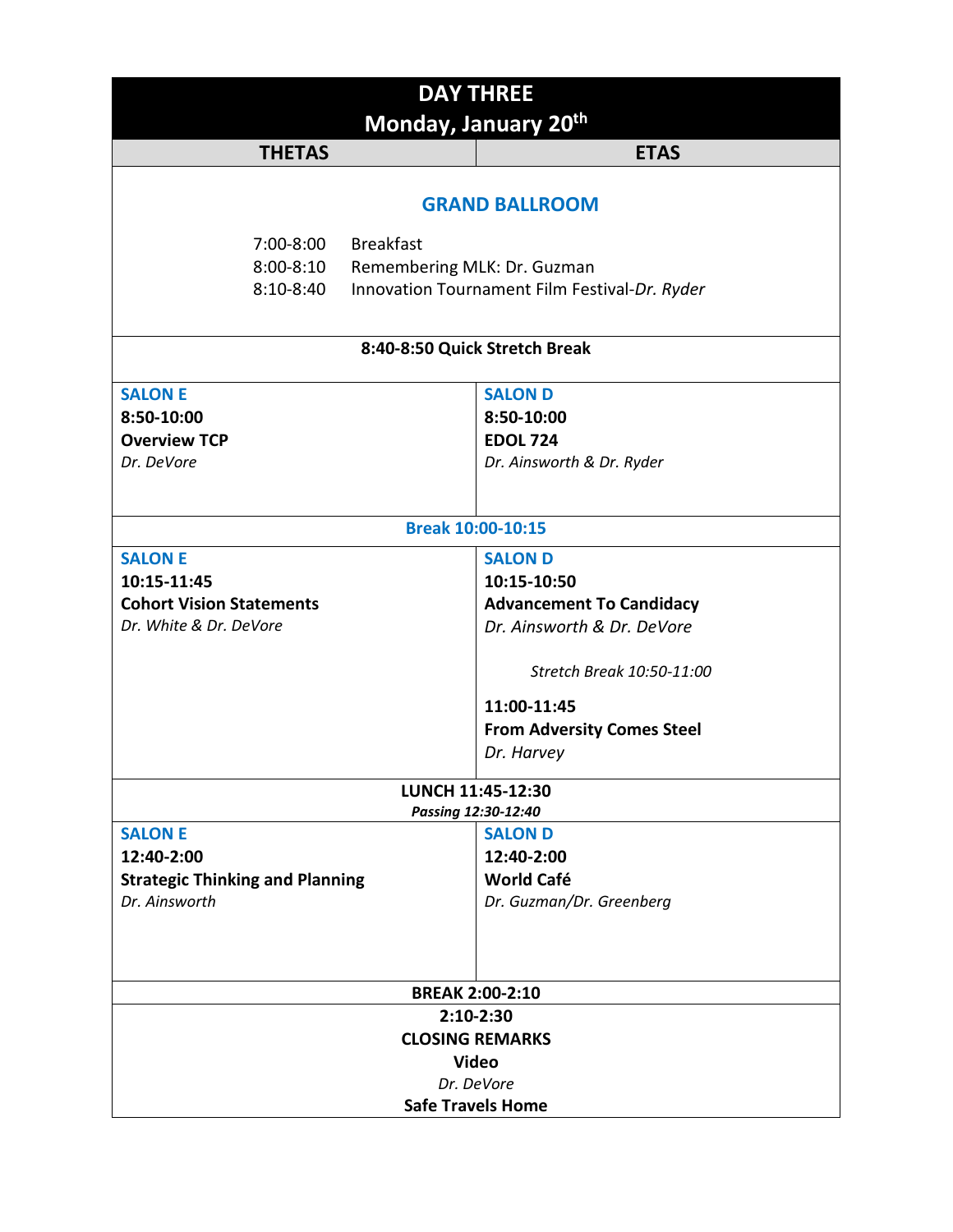# DAY THREE
## Monday, January 20th

| THETAS | ETAS |
|---|---|
| **GRAND BALLROOM**<br>7:00-8:00 Breakfast<br>8:00-8:10 Remembering MLK: Dr. Guzman<br>8:10-8:40 Innovation Tournament Film Festival-*Dr. Ryder* | |
| **8:40-8:50 Quick Stretch Break** | |
| **SALON E**<br>**8:50-10:00**<br>**Overview TCP**<br>*Dr. DeVore* | **SALON D**<br>**8:50-10:00**<br>**EDOL 724**<br>*Dr. Ainsworth & Dr. Ryder* |
| **Break 10:00-10:15** | |
| **SALON E**<br>**10:15-11:45**<br>**Cohort Vision Statements**<br>*Dr. White & Dr. DeVore* | **SALON D**<br>**10:15-10:50**<br>**Advancement To Candidacy**<br>*Dr. Ainsworth & Dr. DeVore*<br>*Stretch Break 10:50-11:00*<br>**11:00-11:45**<br>**From Adversity Comes Steel**<br>*Dr. Harvey* |
| **LUNCH 11:45-12:30**<br>***Passing 12:30-12:40*** | |
| **SALON E**<br>**12:40-2:00**<br>**Strategic Thinking and Planning**<br>*Dr. Ainsworth* | **SALON D**<br>**12:40-2:00**<br>**World Café**<br>*Dr. Guzman/Dr. Greenberg* |
| **BREAK 2:00-2:10** | |
| **2:10-2:30**<br>**CLOSING REMARKS**<br>**Video**<br>*Dr. DeVore*<br>**Safe Travels Home** | |